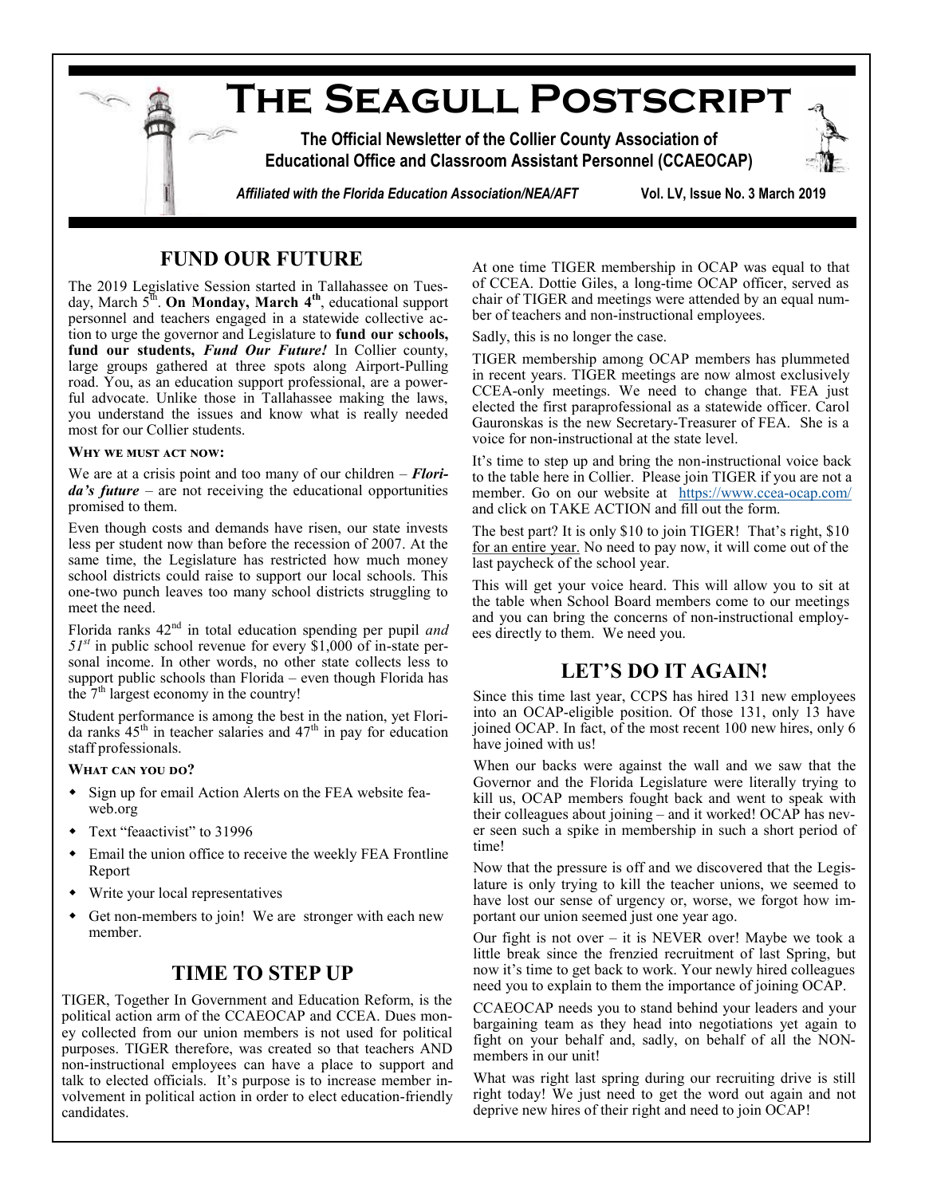# The Seagull Postscript

**The Official Newsletter of the Collier County Association of Educational Office and Classroom Assistant Personnel (CCAEOCAP)**

***Affiliated with the Florida Education Association/NEA/AFT*** **Vol. LV, Issue No. 3 March 2019**

## FUND OUR FUTURE

The 2019 Legislative Session started in Tallahassee on Tuesday, March 5th. **On Monday, March 4th**, educational support personnel and teachers engaged in a statewide collective action to urge the governor and Legislature to **fund our schools, fund our students, *Fund Our Future!*** In Collier county, large groups gathered at three spots along Airport-Pulling road. You, as an education support professional, are a powerful advocate. Unlike those in Tallahassee making the laws, you understand the issues and know what is really needed most for our Collier students.

#### WHY WE MUST ACT NOW:

We are at a crisis point and too many of our children – ***Florida's future*** – are not receiving the educational opportunities promised to them.

Even though costs and demands have risen, our state invests less per student now than before the recession of 2007. At the same time, the Legislature has restricted how much money school districts could raise to support our local schools. This one-two punch leaves too many school districts struggling to meet the need.

Florida ranks 42nd in total education spending per pupil *and 51st* in public school revenue for every $1,000 of in-state personal income. In other words, no other state collects less to support public schools than Florida – even though Florida has the 7th largest economy in the country!

Student performance is among the best in the nation, yet Florida ranks 45th in teacher salaries and 47th in pay for education staff professionals.

#### WHAT CAN YOU DO?

- Sign up for email Action Alerts on the FEA website fea-web.org
- Text "feaactivist" to 31996
- Email the union office to receive the weekly FEA Frontline Report
- Write your local representatives
- Get non-members to join! We are stronger with each new member.

## TIME TO STEP UP

TIGER, Together In Government and Education Reform, is the political action arm of the CCAEOCAP and CCEA. Dues money collected from our union members is not used for political purposes. TIGER therefore, was created so that teachers AND non-instructional employees can have a place to support and talk to elected officials. It's purpose is to increase member involvement in political action in order to elect education-friendly candidates.

At one time TIGER membership in OCAP was equal to that of CCEA. Dottie Giles, a long-time OCAP officer, served as chair of TIGER and meetings were attended by an equal number of teachers and non-instructional employees.

Sadly, this is no longer the case.

TIGER membership among OCAP members has plummeted in recent years. TIGER meetings are now almost exclusively CCEA-only meetings. We need to change that. FEA just elected the first paraprofessional as a statewide officer. Carol Gauronskas is the new Secretary-Treasurer of FEA. She is a voice for non-instructional at the state level.

It's time to step up and bring the non-instructional voice back to the table here in Collier. Please join TIGER if you are not a member. Go on our website at https://www.ccea-ocap.com/ and click on TAKE ACTION and fill out the form.

The best part? It is only $10 to join TIGER! That's right, $10 for an entire year. No need to pay now, it will come out of the last paycheck of the school year.

This will get your voice heard. This will allow you to sit at the table when School Board members come to our meetings and you can bring the concerns of non-instructional employees directly to them. We need you.

## LET'S DO IT AGAIN!

Since this time last year, CCPS has hired 131 new employees into an OCAP-eligible position. Of those 131, only 13 have joined OCAP. In fact, of the most recent 100 new hires, only 6 have joined with us!

When our backs were against the wall and we saw that the Governor and the Florida Legislature were literally trying to kill us, OCAP members fought back and went to speak with their colleagues about joining – and it worked! OCAP has never seen such a spike in membership in such a short period of time!

Now that the pressure is off and we discovered that the Legislature is only trying to kill the teacher unions, we seemed to have lost our sense of urgency or, worse, we forgot how important our union seemed just one year ago.

Our fight is not over – it is NEVER over! Maybe we took a little break since the frenzied recruitment of last Spring, but now it's time to get back to work. Your newly hired colleagues need you to explain to them the importance of joining OCAP.

CCAEOCAP needs you to stand behind your leaders and your bargaining team as they head into negotiations yet again to fight on your behalf and, sadly, on behalf of all the NON-members in our unit!

What was right last spring during our recruiting drive is still right today! We just need to get the word out again and not deprive new hires of their right and need to join OCAP!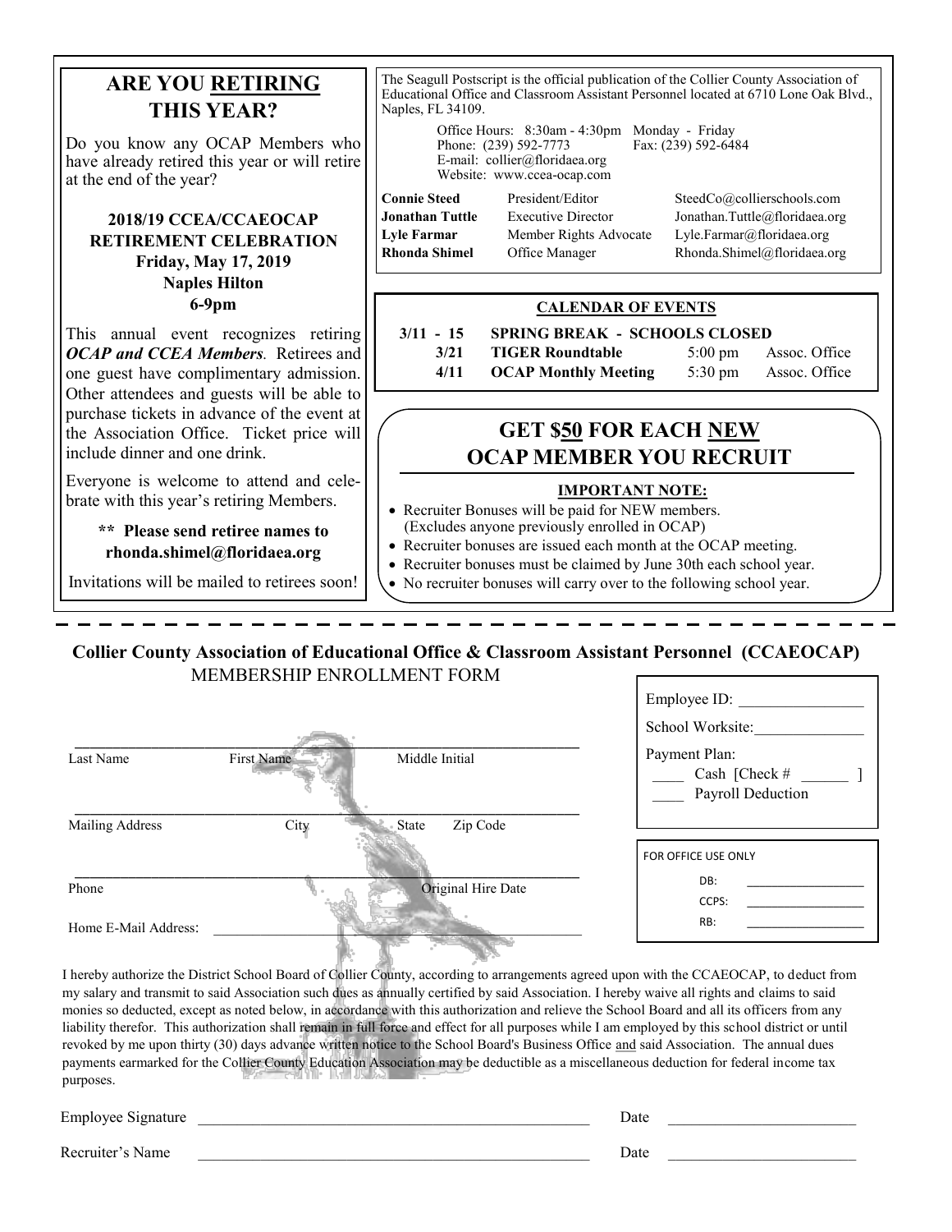## ARE YOU RETIRING THIS YEAR?

Do you know any OCAP Members who have already retired this year or will retire at the end of the year?

**2018/19 CCEA/CCAEOCAP RETIREMENT CELEBRATION**
**Friday, May 17, 2019**
**Naples Hilton**
**6-9pm**

This annual event recognizes retiring ***OCAP and CCEA Members***. Retirees and one guest have complimentary admission. Other attendees and guests will be able to purchase tickets in advance of the event at the Association Office. Ticket price will include dinner and one drink.

Everyone is welcome to attend and celebrate with this year's retiring Members.

**** Please send retiree names to rhonda.shimel@floridaea.org**

Invitations will be mailed to retirees soon!

The Seagull Postscript is the official publication of the Collier County Association of Educational Office and Classroom Assistant Personnel located at 6710 Lone Oak Blvd., Naples, FL 34109.

Office Hours: 8:30am - 4:30pm Monday - Friday
Phone: (239) 592-7773 Fax: (239) 592-6484
E-mail: collier@floridaea.org
Website: www.ccea-ocap.com

| | | |
|---|---|---|
| **Connie Steed** | President/Editor | SteedCo@collierschools.com |
| **Jonathan Tuttle** | Executive Director | Jonathan.Tuttle@floridaea.org |
| **Lyle Farmar** | Member Rights Advocate | Lyle.Farmar@floridaea.org |
| **Rhonda Shimel** | Office Manager | Rhonda.Shimel@floridaea.org |

### CALENDAR OF EVENTS

| | | | |
|---|---|---|---|
| **3/11 - 15** | **SPRING BREAK - SCHOOLS CLOSED** | | |
| **3/21** | **TIGER Roundtable** | 5:00 pm | Assoc. Office |
| **4/11** | **OCAP Monthly Meeting** | 5:30 pm | Assoc. Office |

## GET $50 FOR EACH NEW OCAP MEMBER YOU RECRUIT

**IMPORTANT NOTE:**

- Recruiter Bonuses will be paid for NEW members. (Excludes anyone previously enrolled in OCAP)
- Recruiter bonuses are issued each month at the OCAP meeting.
- Recruiter bonuses must be claimed by June 30th each school year.
- No recruiter bonuses will carry over to the following school year.

---

### Collier County Association of Educational Office & Classroom Assistant Personnel (CCAEOCAP)

MEMBERSHIP ENROLLMENT FORM

Employee ID: ________________

School Worksite: ______________

Payment Plan:
____ Cash [Check # ______ ]
____ Payroll Deduction

FOR OFFICE USE ONLY
DB: ________________
CCPS: ________________
RB: ________________

________________________________________________
Last Name First Name Middle Initial

________________________________________________
Mailing Address City State Zip Code

________________________________________________
Phone Original Hire Date

Home E-Mail Address: ________________________________

I hereby authorize the District School Board of Collier County, according to arrangements agreed upon with the CCAEOCAP, to deduct from my salary and transmit to said Association such dues as annually certified by said Association. I hereby waive all rights and claims to said monies so deducted, except as noted below, in accordance with this authorization and relieve the School Board and all its officers from any liability therefor. This authorization shall remain in full force and effect for all purposes while I am employed by this school district or until revoked by me upon thirty (30) days advance written notice to the School Board's Business Office and said Association. The annual dues payments earmarked for the Collier County Education Association may be deductible as a miscellaneous deduction for federal income tax purposes.

Employee Signature ________________________________ Date ________________

Recruiter's Name ________________________________ Date ________________